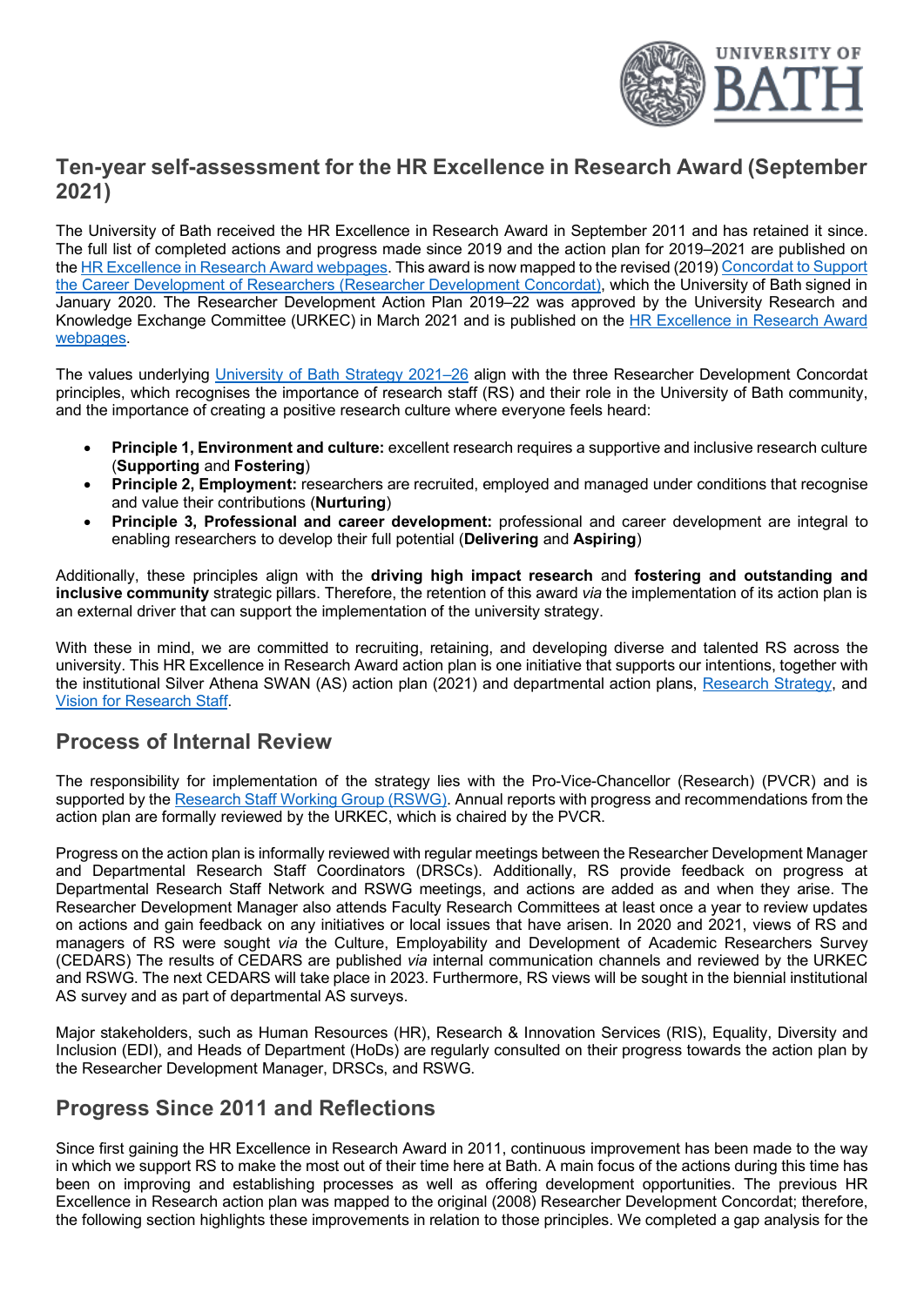# Ten-year self-assessment for the HR Excellence in Research Award (September 2021)

The University of Bath received the HR Excellence in Research Award in September 2011 and has retained it since. The full list of completed actions and progress made since 2019 and the action plan for 2019–2021 are published on the HR Excellence in Research Award webpages. This award is now mapped to the revised (2019) Concordat to Support the Career Development of Researchers (Researcher Development Concordat), which the University of Bath signed in January 2020. The Researcher Development Action Plan 2019–22 was approved by the University Research and Knowledge Exchange Committee (URKEC) in March 2021 and is published on the HR Excellence in Research Award webpages.

The values underlying University of Bath Strategy 2021–26 align with the three Researcher Development Concordat principles, which recognises the importance of research staff (RS) and their role in the University of Bath community, and the importance of creating a positive research culture where everyone feels heard:

- **Principle 1, Environment and culture:** excellent research requires a supportive and inclusive research culture (**Supporting** and **Fostering**)
- **Principle 2, Employment:** researchers are recruited, employed and managed under conditions that recognise and value their contributions (**Nurturing**)
- **Principle 3, Professional and career development:** professional and career development are integral to enabling researchers to develop their full potential (**Delivering** and **Aspiring**)

Additionally, these principles align with the **driving high impact research** and **fostering and outstanding and inclusive community** strategic pillars. Therefore, the retention of this award *via* the implementation of its action plan is an external driver that can support the implementation of the university strategy.

With these in mind, we are committed to recruiting, retaining, and developing diverse and talented RS across the university. This HR Excellence in Research Award action plan is one initiative that supports our intentions, together with the institutional Silver Athena SWAN (AS) action plan (2021) and departmental action plans, Research Strategy, and Vision for Research Staff.

## Process of Internal Review

The responsibility for implementation of the strategy lies with the Pro-Vice-Chancellor (Research) (PVCR) and is supported by the Research Staff Working Group (RSWG). Annual reports with progress and recommendations from the action plan are formally reviewed by the URKEC, which is chaired by the PVCR.

Progress on the action plan is informally reviewed with regular meetings between the Researcher Development Manager and Departmental Research Staff Coordinators (DRSCs). Additionally, RS provide feedback on progress at Departmental Research Staff Network and RSWG meetings, and actions are added as and when they arise. The Researcher Development Manager also attends Faculty Research Committees at least once a year to review updates on actions and gain feedback on any initiatives or local issues that have arisen. In 2020 and 2021, views of RS and managers of RS were sought *via* the Culture, Employability and Development of Academic Researchers Survey (CEDARS) The results of CEDARS are published *via* internal communication channels and reviewed by the URKEC and RSWG. The next CEDARS will take place in 2023. Furthermore, RS views will be sought in the biennial institutional AS survey and as part of departmental AS surveys.

Major stakeholders, such as Human Resources (HR), Research & Innovation Services (RIS), Equality, Diversity and Inclusion (EDI), and Heads of Department (HoDs) are regularly consulted on their progress towards the action plan by the Researcher Development Manager, DRSCs, and RSWG.

## Progress Since 2011 and Reflections

Since first gaining the HR Excellence in Research Award in 2011, continuous improvement has been made to the way in which we support RS to make the most out of their time here at Bath. A main focus of the actions during this time has been on improving and establishing processes as well as offering development opportunities. The previous HR Excellence in Research action plan was mapped to the original (2008) Researcher Development Concordat; therefore, the following section highlights these improvements in relation to those principles. We completed a gap analysis for the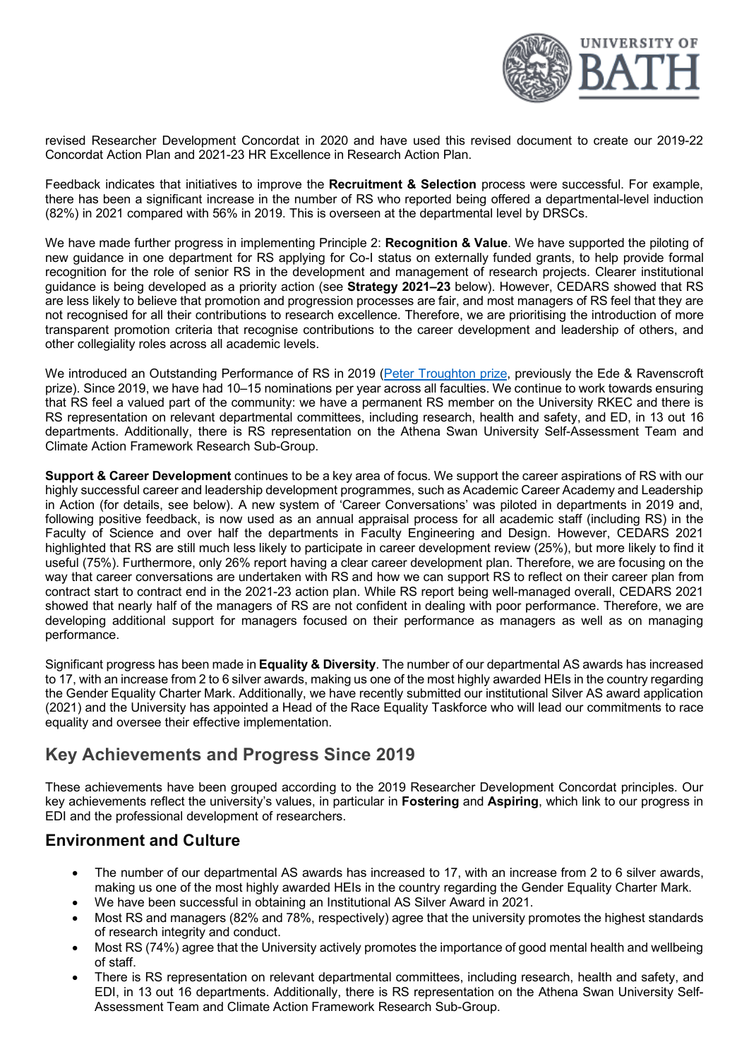revised Researcher Development Concordat in 2020 and have used this revised document to create our 2019-22 Concordat Action Plan and 2021-23 HR Excellence in Research Action Plan.

Feedback indicates that initiatives to improve the **Recruitment & Selection** process were successful. For example, there has been a significant increase in the number of RS who reported being offered a departmental-level induction (82%) in 2021 compared with 56% in 2019. This is overseen at the departmental level by DRSCs.

We have made further progress in implementing Principle 2: **Recognition & Value**. We have supported the piloting of new guidance in one department for RS applying for Co-I status on externally funded grants, to help provide formal recognition for the role of senior RS in the development and management of research projects. Clearer institutional guidance is being developed as a priority action (see **Strategy 2021–23** below). However, CEDARS showed that RS are less likely to believe that promotion and progression processes are fair, and most managers of RS feel that they are not recognised for all their contributions to research excellence. Therefore, we are prioritising the introduction of more transparent promotion criteria that recognise contributions to the career development and leadership of others, and other collegiality roles across all academic levels.

We introduced an Outstanding Performance of RS in 2019 ([Peter Troughton prize](), previously the Ede & Ravenscroft prize). Since 2019, we have had 10–15 nominations per year across all faculties. We continue to work towards ensuring that RS feel a valued part of the community: we have a permanent RS member on the University RKEC and there is RS representation on relevant departmental committees, including research, health and safety, and ED, in 13 out 16 departments. Additionally, there is RS representation on the Athena Swan University Self-Assessment Team and Climate Action Framework Research Sub-Group.

**Support & Career Development** continues to be a key area of focus. We support the career aspirations of RS with our highly successful career and leadership development programmes, such as Academic Career Academy and Leadership in Action (for details, see below). A new system of 'Career Conversations' was piloted in departments in 2019 and, following positive feedback, is now used as an annual appraisal process for all academic staff (including RS) in the Faculty of Science and over half the departments in Faculty Engineering and Design. However, CEDARS 2021 highlighted that RS are still much less likely to participate in career development review (25%), but more likely to find it useful (75%). Furthermore, only 26% report having a clear career development plan. Therefore, we are focusing on the way that career conversations are undertaken with RS and how we can support RS to reflect on their career plan from contract start to contract end in the 2021-23 action plan. While RS report being well-managed overall, CEDARS 2021 showed that nearly half of the managers of RS are not confident in dealing with poor performance. Therefore, we are developing additional support for managers focused on their performance as managers as well as on managing performance.

Significant progress has been made in **Equality & Diversity**. The number of our departmental AS awards has increased to 17, with an increase from 2 to 6 silver awards, making us one of the most highly awarded HEIs in the country regarding the Gender Equality Charter Mark. Additionally, we have recently submitted our institutional Silver AS award application (2021) and the University has appointed a Head of the Race Equality Taskforce who will lead our commitments to race equality and oversee their effective implementation.

## Key Achievements and Progress Since 2019

These achievements have been grouped according to the 2019 Researcher Development Concordat principles. Our key achievements reflect the university's values, in particular in **Fostering** and **Aspiring**, which link to our progress in EDI and the professional development of researchers.

### Environment and Culture

- The number of our departmental AS awards has increased to 17, with an increase from 2 to 6 silver awards, making us one of the most highly awarded HEIs in the country regarding the Gender Equality Charter Mark.
- We have been successful in obtaining an Institutional AS Silver Award in 2021.
- Most RS and managers (82% and 78%, respectively) agree that the university promotes the highest standards of research integrity and conduct.
- Most RS (74%) agree that the University actively promotes the importance of good mental health and wellbeing of staff.
- There is RS representation on relevant departmental committees, including research, health and safety, and EDI, in 13 out 16 departments. Additionally, there is RS representation on the Athena Swan University Self-Assessment Team and Climate Action Framework Research Sub-Group.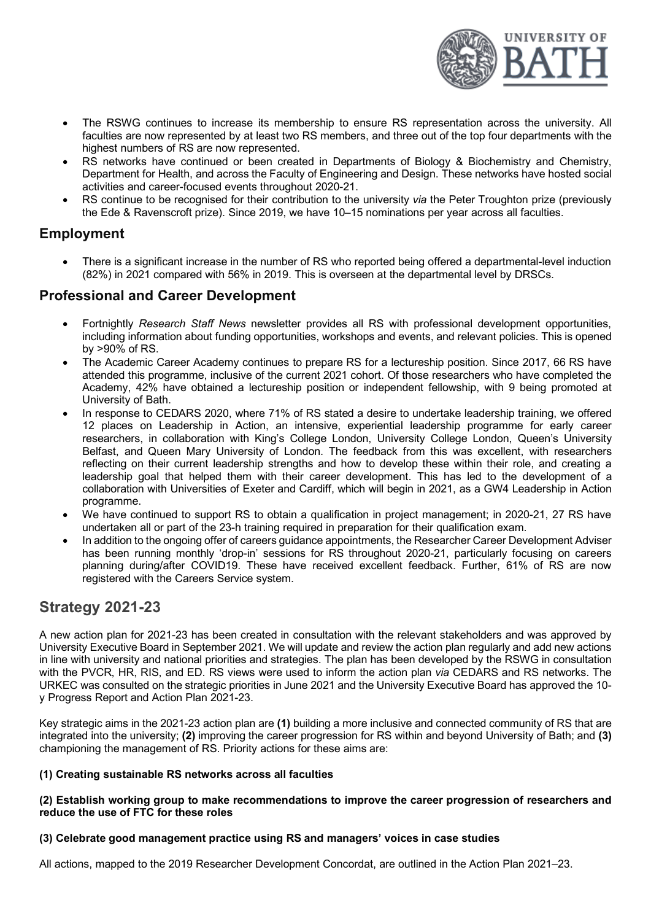- The RSWG continues to increase its membership to ensure RS representation across the university. All faculties are now represented by at least two RS members, and three out of the top four departments with the highest numbers of RS are now represented.
- RS networks have continued or been created in Departments of Biology & Biochemistry and Chemistry, Department for Health, and across the Faculty of Engineering and Design. These networks have hosted social activities and career-focused events throughout 2020-21.
- RS continue to be recognised for their contribution to the university *via* the Peter Troughton prize (previously the Ede & Ravenscroft prize). Since 2019, we have 10–15 nominations per year across all faculties.

## Employment

- There is a significant increase in the number of RS who reported being offered a departmental-level induction (82%) in 2021 compared with 56% in 2019. This is overseen at the departmental level by DRSCs.

## Professional and Career Development

- Fortnightly *Research Staff News* newsletter provides all RS with professional development opportunities, including information about funding opportunities, workshops and events, and relevant policies. This is opened by >90% of RS.
- The Academic Career Academy continues to prepare RS for a lectureship position. Since 2017, 66 RS have attended this programme, inclusive of the current 2021 cohort. Of those researchers who have completed the Academy, 42% have obtained a lectureship position or independent fellowship, with 9 being promoted at University of Bath.
- In response to CEDARS 2020, where 71% of RS stated a desire to undertake leadership training, we offered 12 places on Leadership in Action, an intensive, experiential leadership programme for early career researchers, in collaboration with King's College London, University College London, Queen's University Belfast, and Queen Mary University of London. The feedback from this was excellent, with researchers reflecting on their current leadership strengths and how to develop these within their role, and creating a leadership goal that helped them with their career development. This has led to the development of a collaboration with Universities of Exeter and Cardiff, which will begin in 2021, as a GW4 Leadership in Action programme.
- We have continued to support RS to obtain a qualification in project management; in 2020-21, 27 RS have undertaken all or part of the 23-h training required in preparation for their qualification exam.
- In addition to the ongoing offer of careers guidance appointments, the Researcher Career Development Adviser has been running monthly 'drop-in' sessions for RS throughout 2020-21, particularly focusing on careers planning during/after COVID19. These have received excellent feedback. Further, 61% of RS are now registered with the Careers Service system.

# Strategy 2021-23

A new action plan for 2021-23 has been created in consultation with the relevant stakeholders and was approved by University Executive Board in September 2021. We will update and review the action plan regularly and add new actions in line with university and national priorities and strategies. The plan has been developed by the RSWG in consultation with the PVCR, HR, RIS, and ED. RS views were used to inform the action plan *via* CEDARS and RS networks. The URKEC was consulted on the strategic priorities in June 2021 and the University Executive Board has approved the 10-y Progress Report and Action Plan 2021-23.

Key strategic aims in the 2021-23 action plan are **(1)** building a more inclusive and connected community of RS that are integrated into the university; **(2)** improving the career progression for RS within and beyond University of Bath; and **(3)** championing the management of RS. Priority actions for these aims are:

**(1) Creating sustainable RS networks across all faculties**

**(2) Establish working group to make recommendations to improve the career progression of researchers and reduce the use of FTC for these roles**

**(3) Celebrate good management practice using RS and managers' voices in case studies**

All actions, mapped to the 2019 Researcher Development Concordat, are outlined in the Action Plan 2021–23.